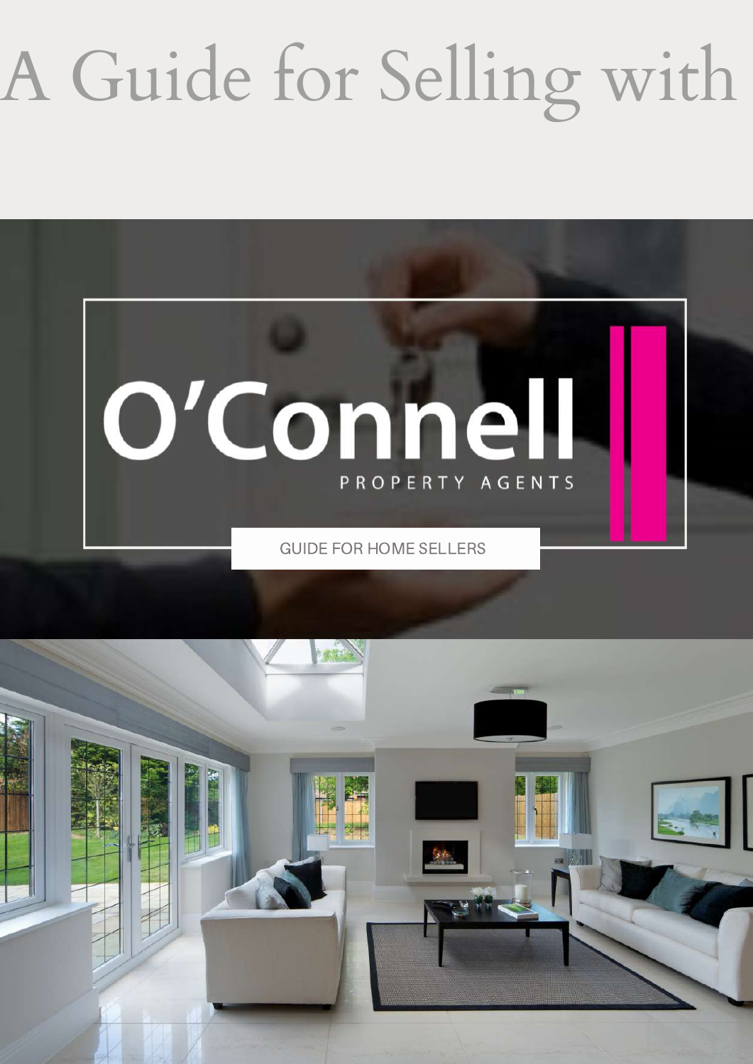# A Guide for Selling with

O'Connell

PROPERTY AGENTS

GUIDE FOR HOME SELLERS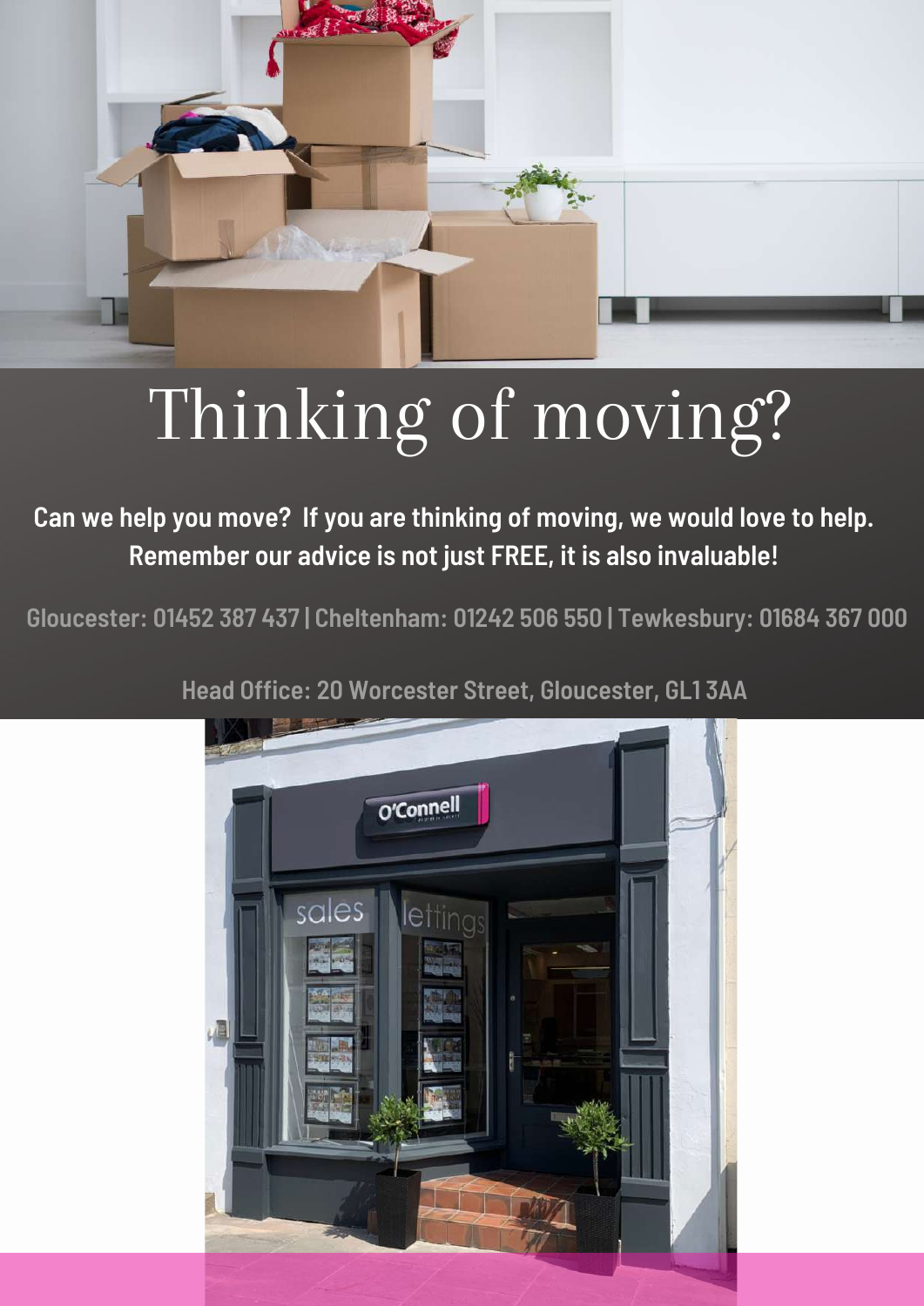# Thinking of moving?

**Can we help you move? If you are thinking of moving, we would love to help. Remember our advice is not just FREE, it is also invaluable!**

Gloucester: 01452 387 437 | Cheltenham: 01242 506 550 | Tewkesbury: 01684 367 000

Head Office: 20 Worcester Street, Gloucester, GL1 3AA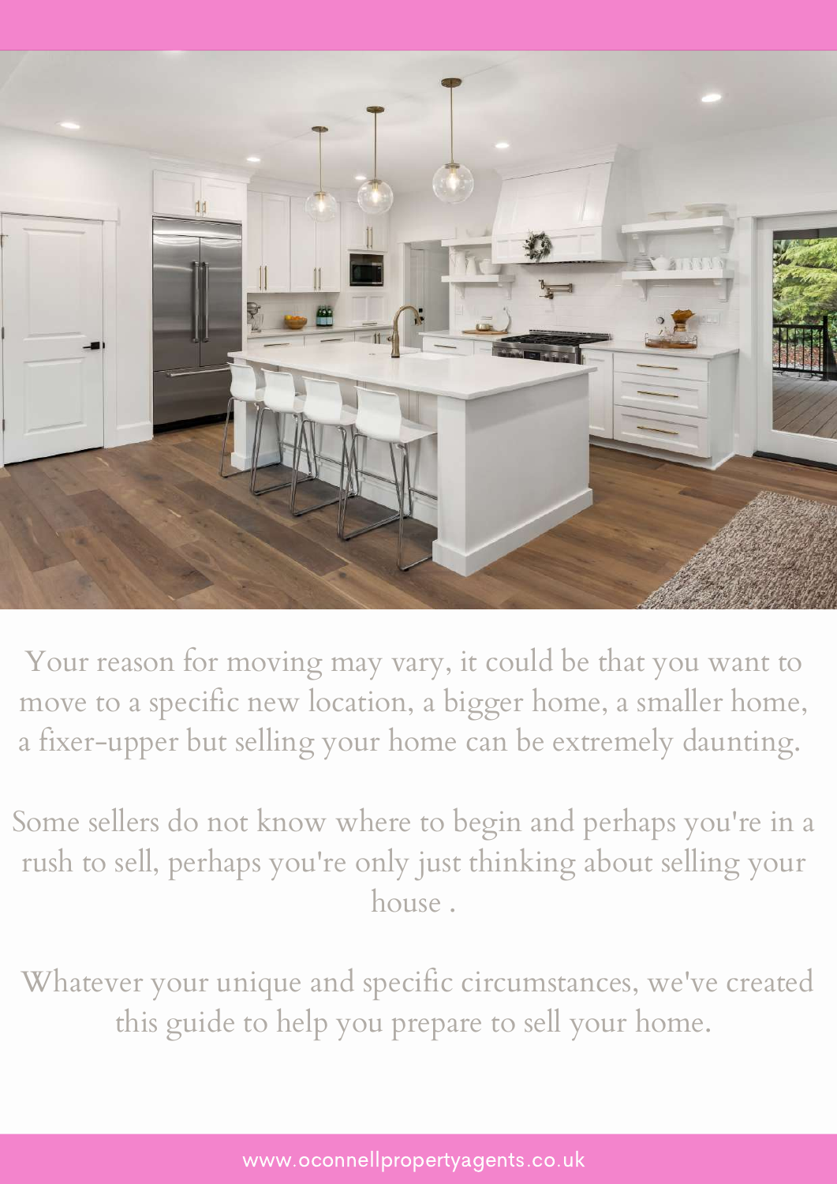Your reason for moving may vary, it could be that you want to move to a specific new location, a bigger home, a smaller home, a fixer-upper but selling your home can be extremely daunting.

Some sellers do not know where to begin and perhaps you're in a rush to sell, perhaps you're only just thinking about selling your house .

Whatever your unique and specific circumstances, we've created this guide to help you prepare to sell your home.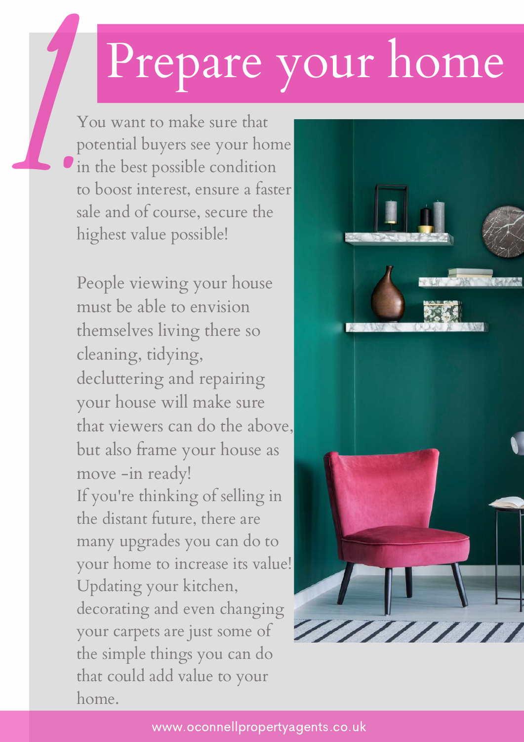# 1. Prepare your home

You want to make sure that potential buyers see your home in the best possible condition to boost interest, ensure a faster sale and of course, secure the highest value possible!

People viewing your house must be able to envision themselves living there so cleaning, tidying, decluttering and repairing your house will make sure that viewers can do the above, but also frame your house as move -in ready!
If you're thinking of selling in the distant future, there are many upgrades you can do to your home to increase its value! Updating your kitchen, decorating and even changing your carpets are just some of the simple things you can do that could add value to your home.

www.oconnellpropertyagents.co.uk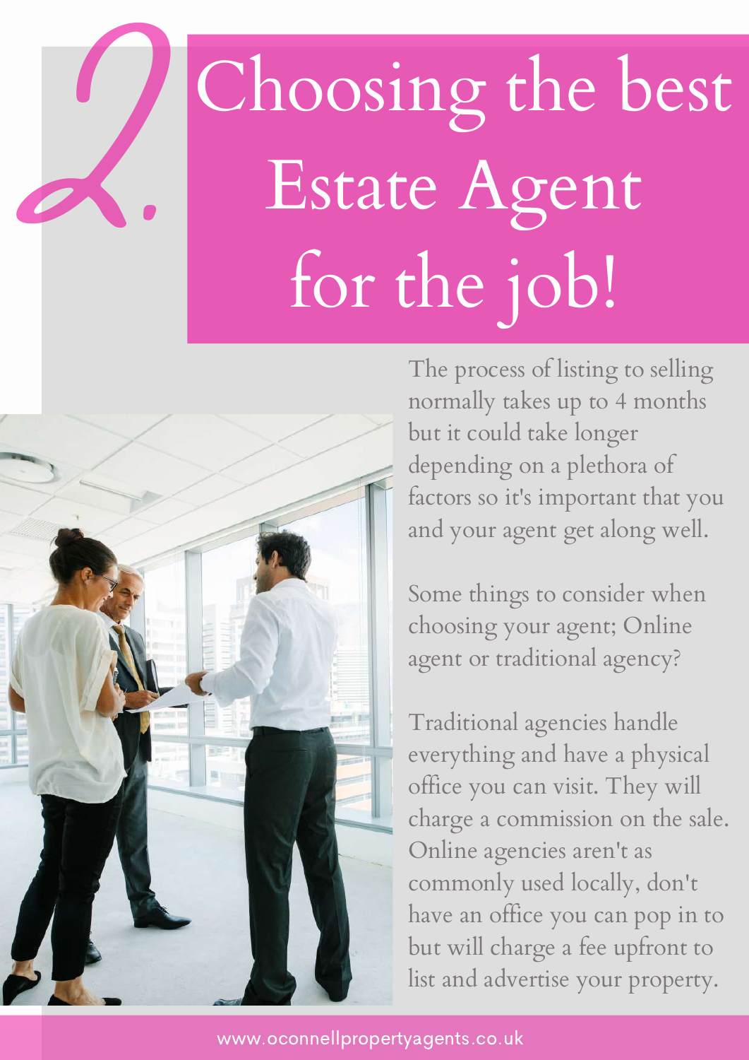# 2. Choosing the best Estate Agent for the job!

The process of listing to selling normally takes up to 4 months but it could take longer depending on a plethora of factors so it's important that you and your agent get along well.

Some things to consider when choosing your agent; Online agent or traditional agency?

Traditional agencies handle everything and have a physical office you can visit. They will charge a commission on the sale. Online agencies aren't as commonly used locally, don't have an office you can pop in to but will charge a fee upfront to list and advertise your property.

www.oconnellpropertyagents.co.uk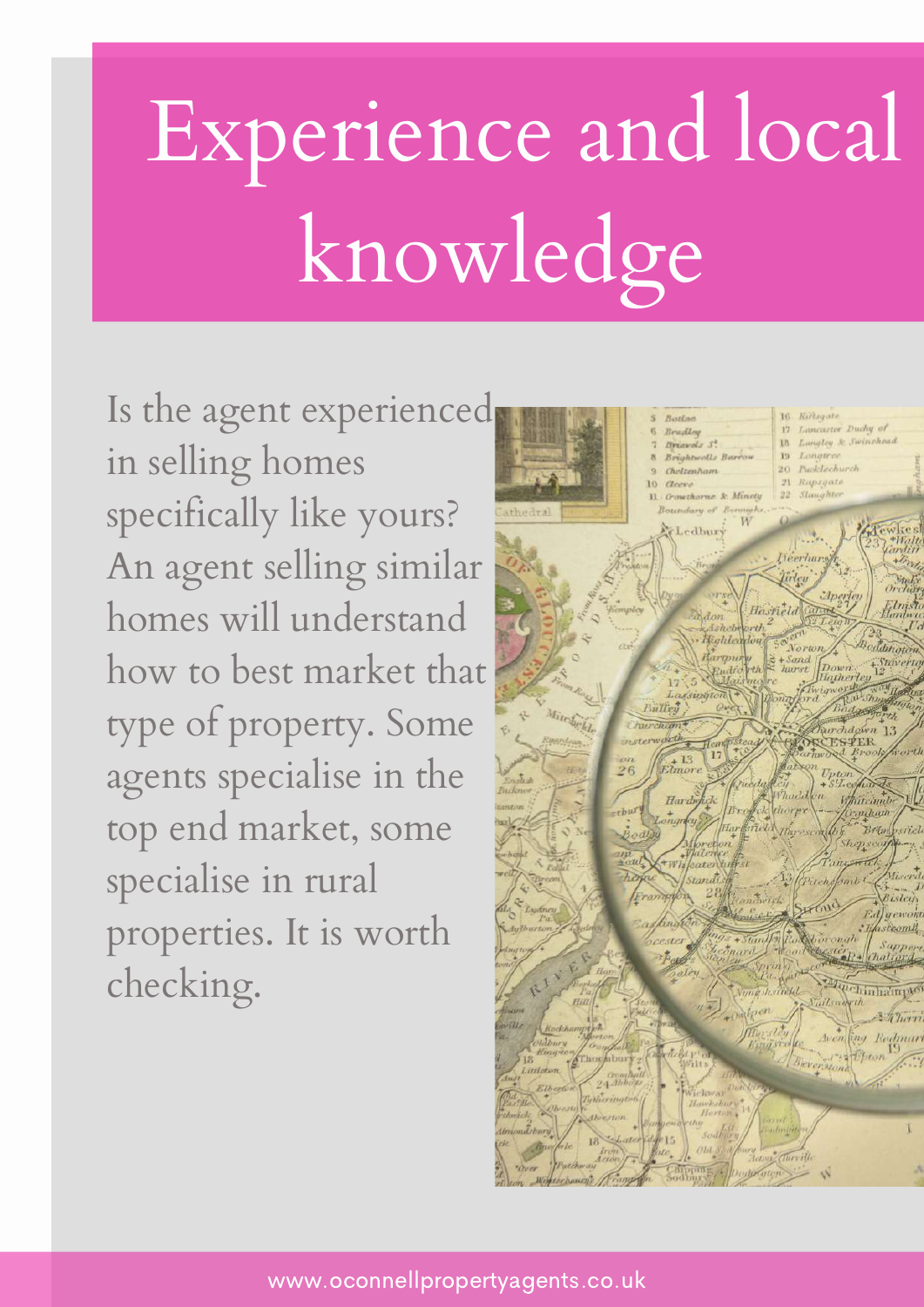# Experience and local knowledge

Is the agent experienced in selling homes specifically like yours? An agent selling similar homes will understand how to best market that type of property. Some agents specialise in the top end market, some specialise in rural properties. It is worth checking.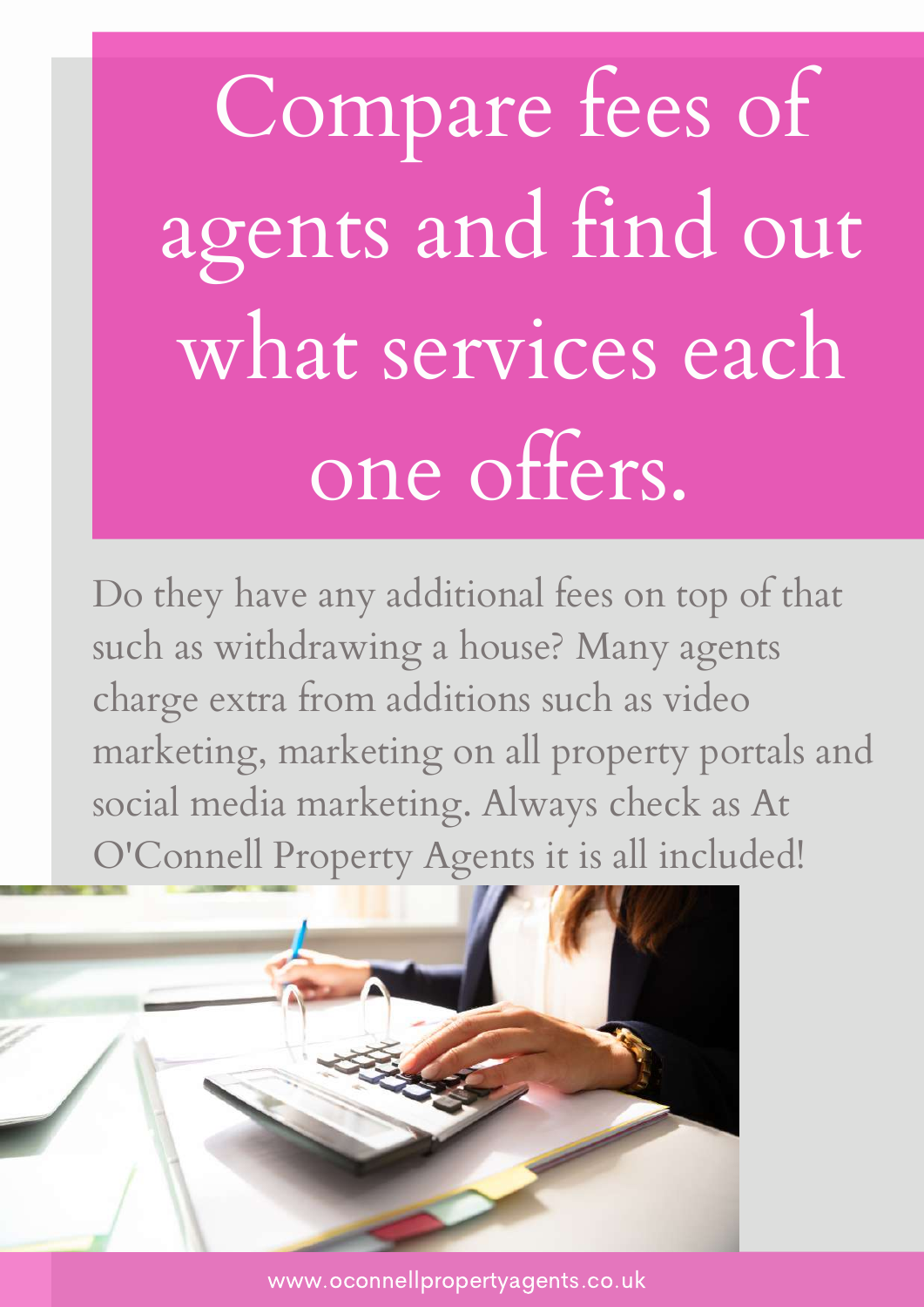# Compare fees of agents and find out what services each one offers.

Do they have any additional fees on top of that such as withdrawing a house? Many agents charge extra from additions such as video marketing, marketing on all property portals and social media marketing. Always check as At O'Connell Property Agents it is all included!

www.oconnellpropertyagents.co.uk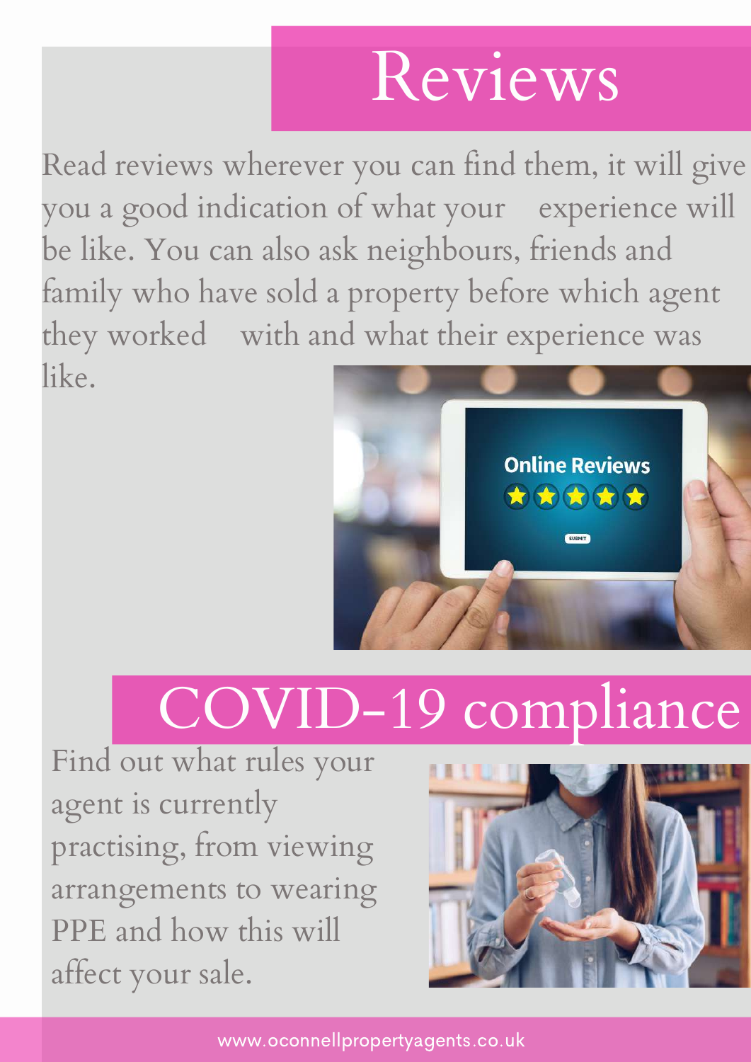# Reviews

Read reviews wherever you can find them, it will give you a good indication of what your experience will be like. You can also ask neighbours, friends and family who have sold a property before which agent they worked with and what their experience was like.

# COVID-19 compliance

Find out what rules your agent is currently practising, from viewing arrangements to wearing PPE and how this will affect your sale.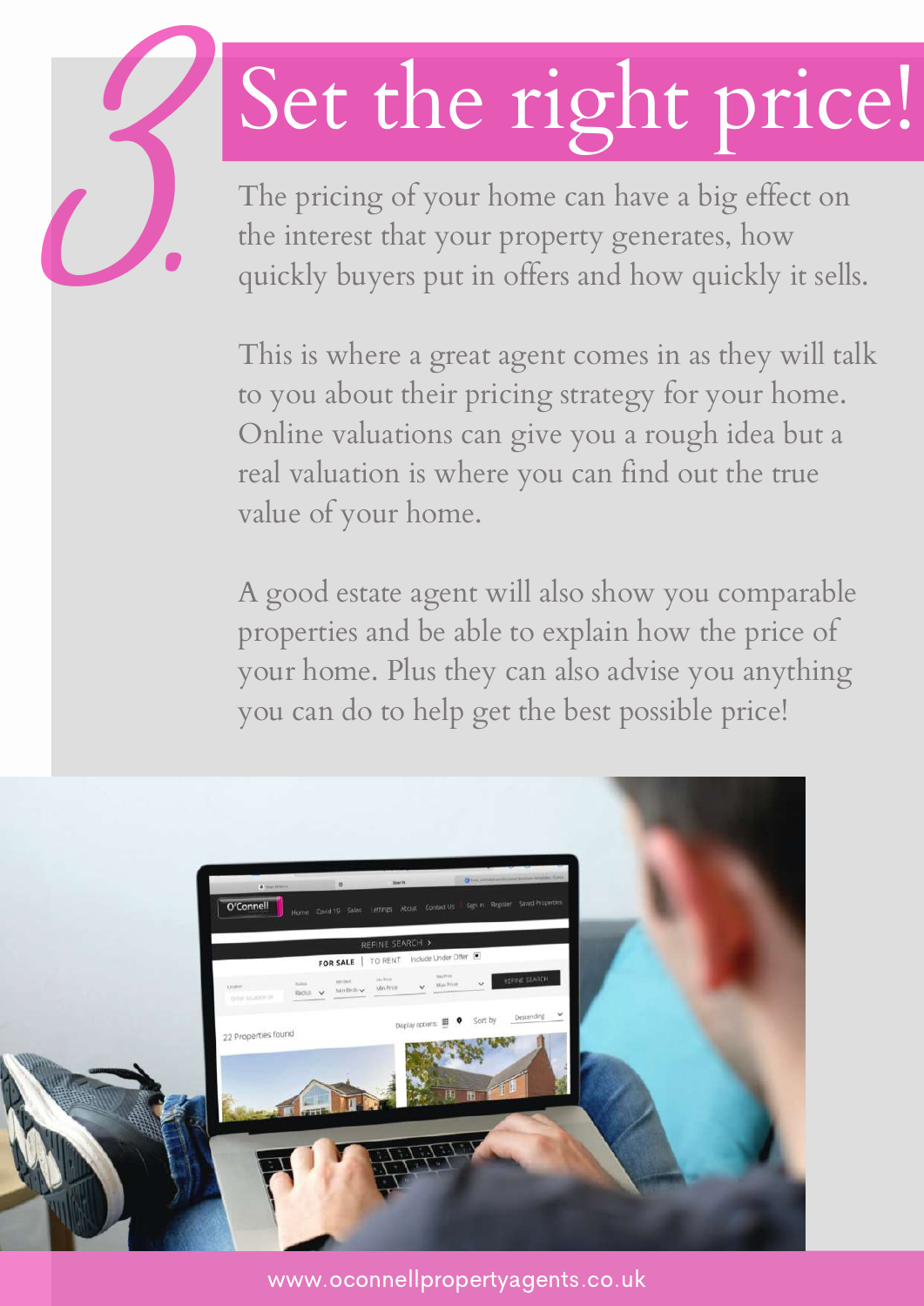# 3. Set the right price!

The pricing of your home can have a big effect on the interest that your property generates, how quickly buyers put in offers and how quickly it sells.

This is where a great agent comes in as they will talk to you about their pricing strategy for your home. Online valuations can give you a rough idea but a real valuation is where you can find out the true value of your home.

A good estate agent will also show you comparable properties and be able to explain how the price of your home. Plus they can also advise you anything you can do to help get the best possible price!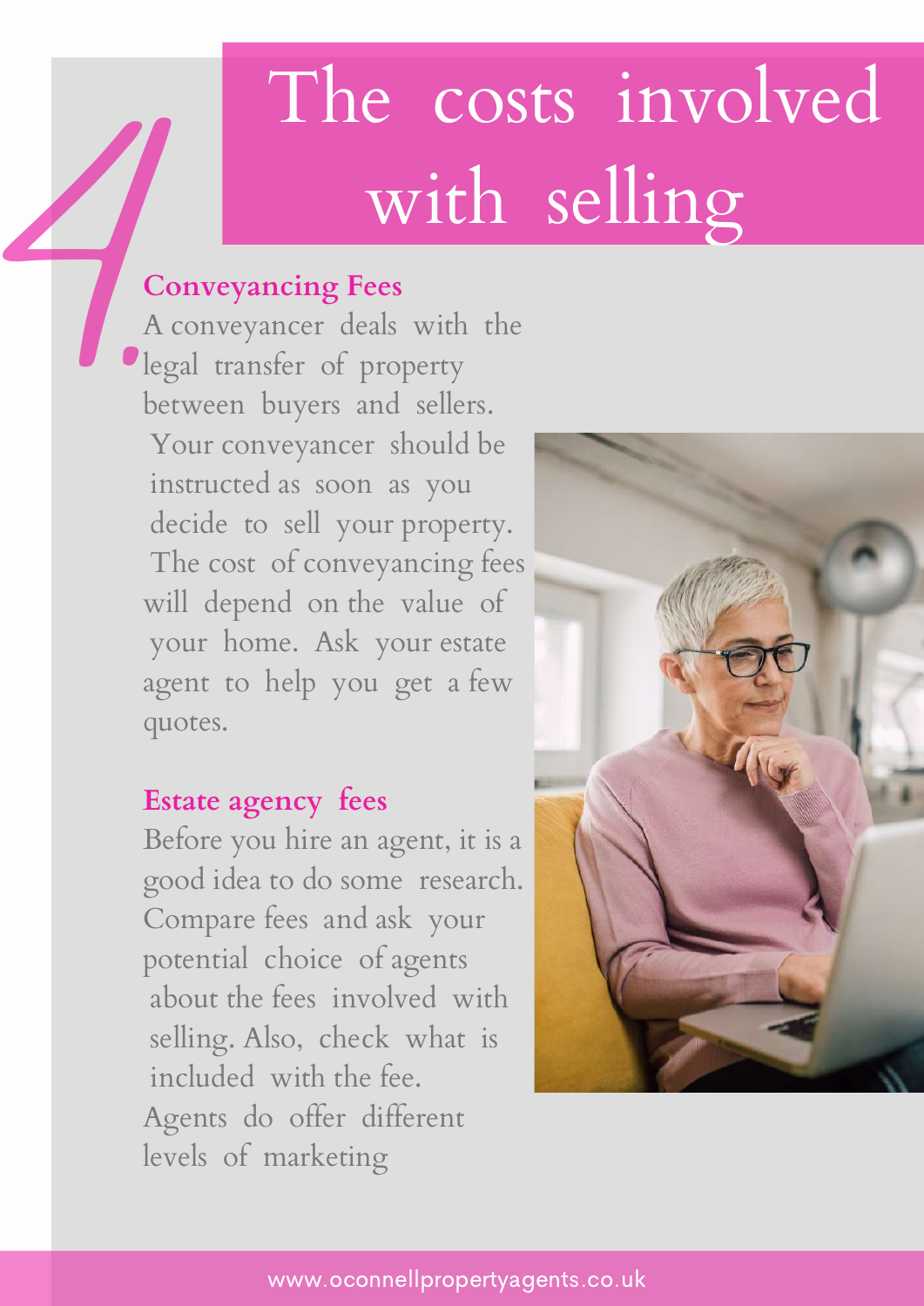# 4. The costs involved with selling

### Conveyancing Fees

A conveyancer deals with the legal transfer of property between buyers and sellers. Your conveyancer should be instructed as soon as you decide to sell your property. The cost of conveyancing fees will depend on the value of your home. Ask your estate agent to help you get a few quotes.

### Estate agency fees

Before you hire an agent, it is a good idea to do some research. Compare fees and ask your potential choice of agents about the fees involved with selling. Also, check what is included with the fee. Agents do offer different levels of marketing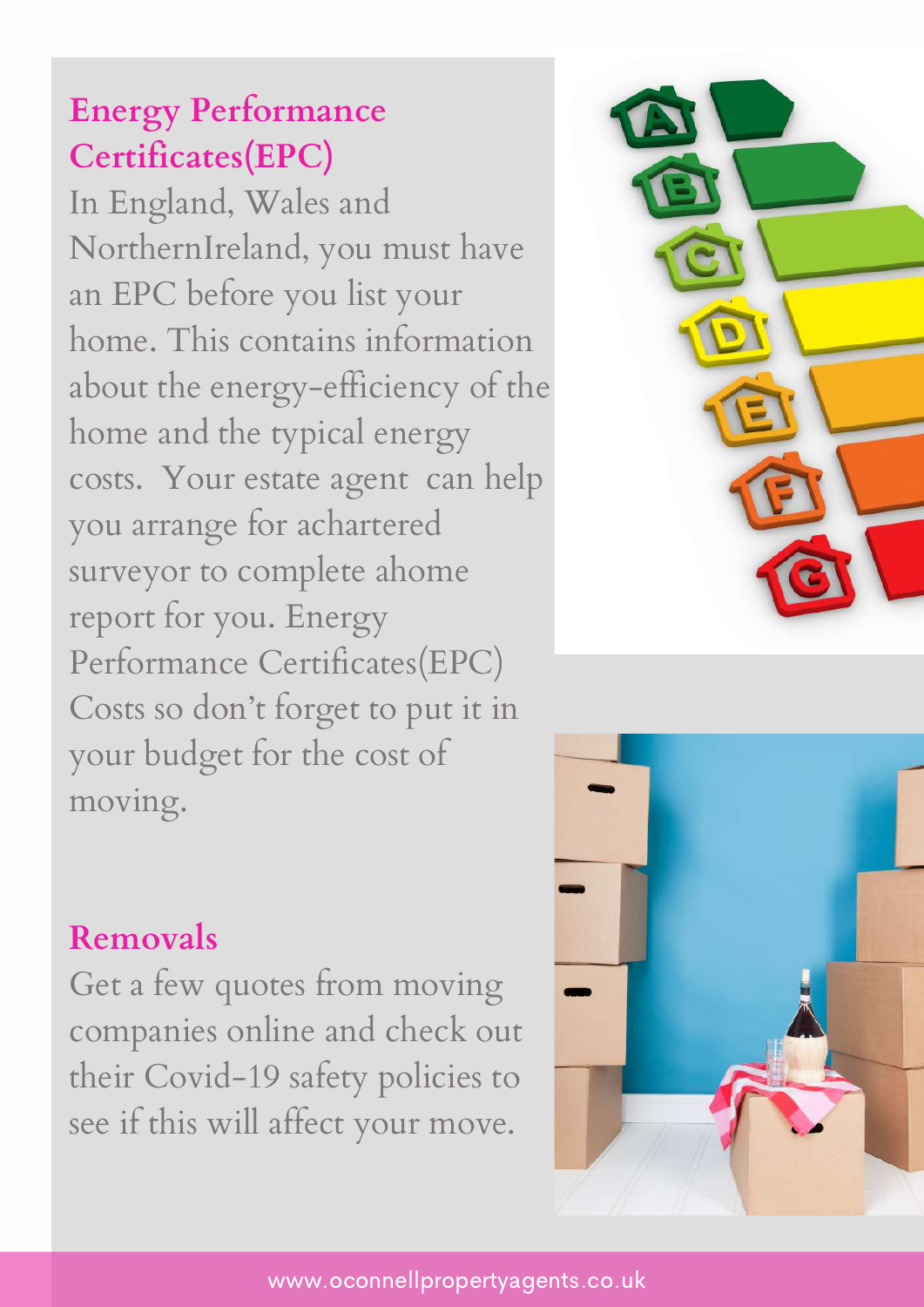## Energy Performance Certificates(EPC)

In England, Wales and NorthernIreland, you must have an EPC before you list your home. This contains information about the energy-efficiency of the home and the typical energy costs.  Your estate agent  can help you arrange for achartered surveyor to complete ahome report for you. Energy Performance Certificates(EPC) Costs so don't forget to put it in your budget for the cost of moving.

## Removals

Get a few quotes from moving companies online and check out their Covid-19 safety policies to see if this will affect your move.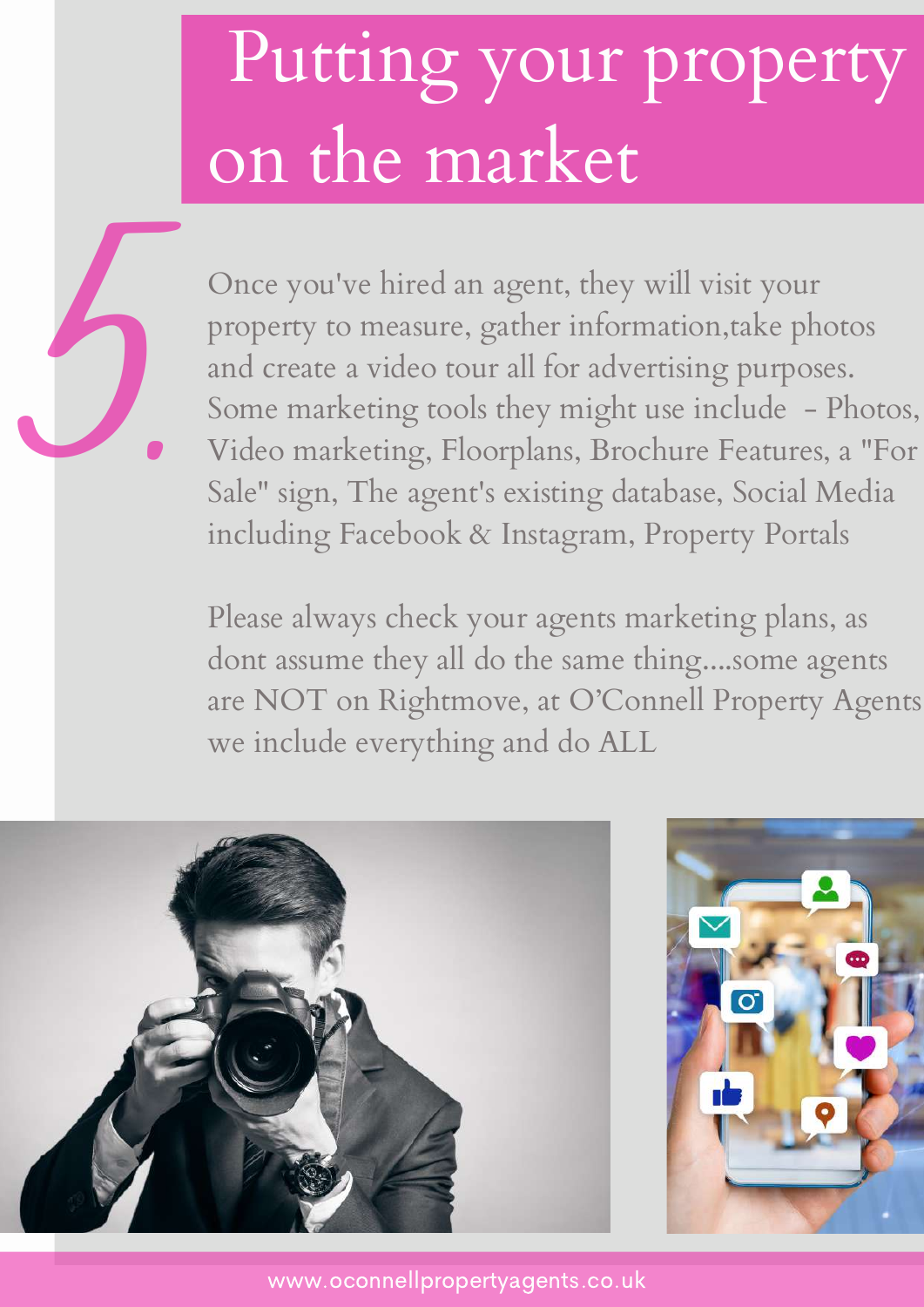# Putting your property on the market

5.

Once you've hired an agent, they will visit your property to measure, gather information,take photos and create a video tour all for advertising purposes. Some marketing tools they might use include - Photos, Video marketing, Floorplans, Brochure Features, a "For Sale" sign, The agent's existing database, Social Media including Facebook & Instagram, Property Portals

Please always check your agents marketing plans, as dont assume they all do the same thing....some agents are NOT on Rightmove, at O'Connell Property Agents we include everything and do ALL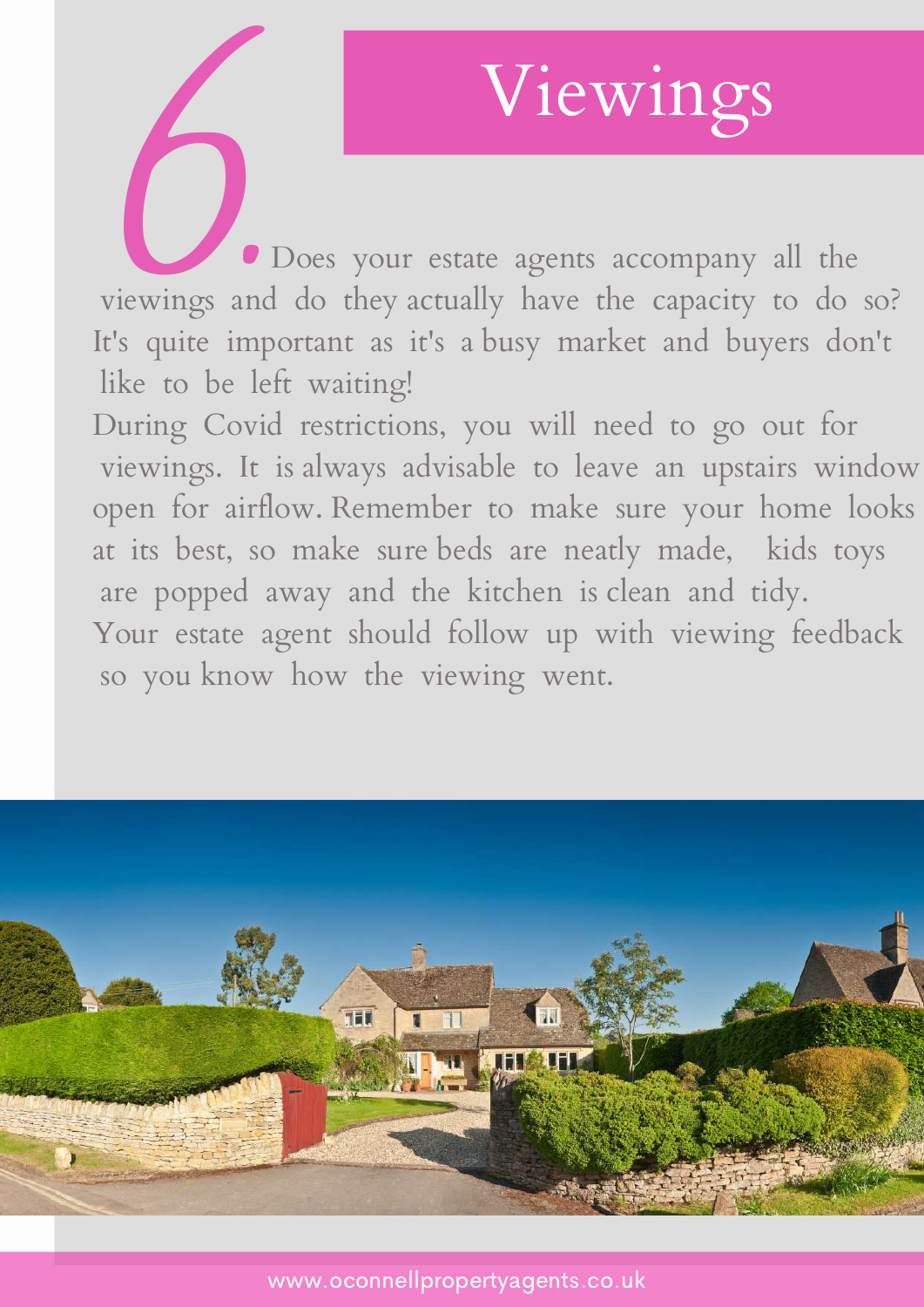# 6. Viewings

Does your estate agents accompany all the viewings and do they actually have the capacity to do so? It's quite important as it's a busy market and buyers don't like to be left waiting!

During Covid restrictions, you will need to go out for viewings. It is always advisable to leave an upstairs window open for airflow. Remember to make sure your home looks at its best, so make sure beds are neatly made, kids toys are popped away and the kitchen is clean and tidy.

Your estate agent should follow up with viewing feedback so you know how the viewing went.

www.oconnellpropertyagents.co.uk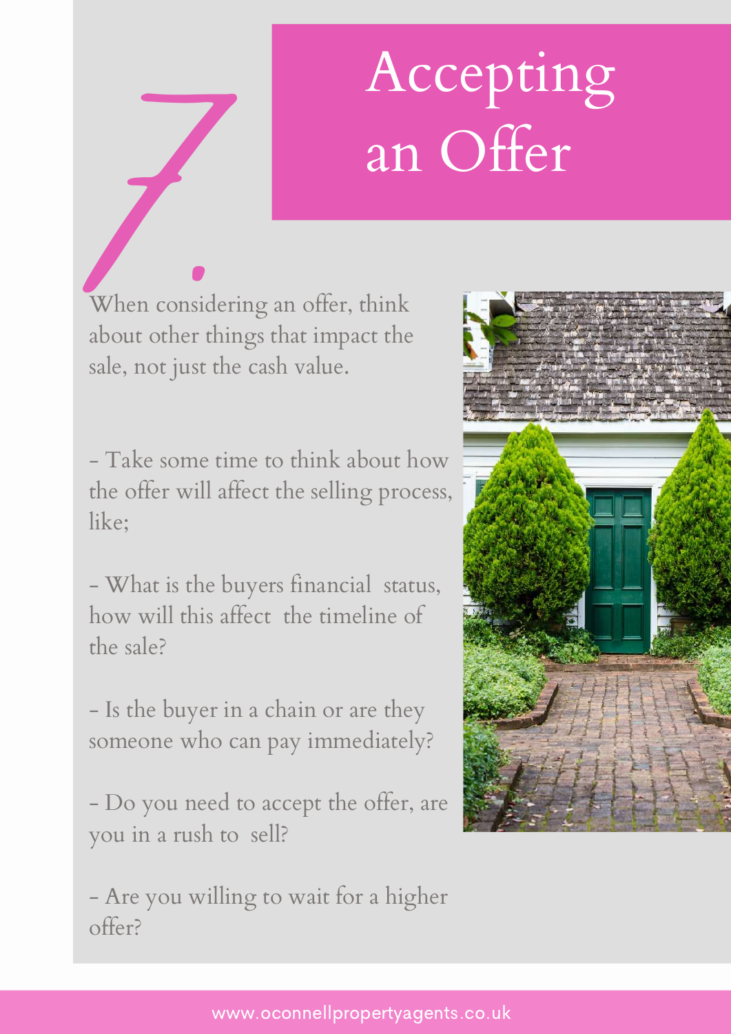# 7. Accepting an Offer

When considering an offer, think about other things that impact the sale, not just the cash value.

- Take some time to think about how the offer will affect the selling process, like;

- What is the buyers financial status, how will this affect the timeline of the sale?

- Is the buyer in a chain or are they someone who can pay immediately?

- Do you need to accept the offer, are you in a rush to sell?

- Are you willing to wait for a higher offer?

www.oconnellpropertyagents.co.uk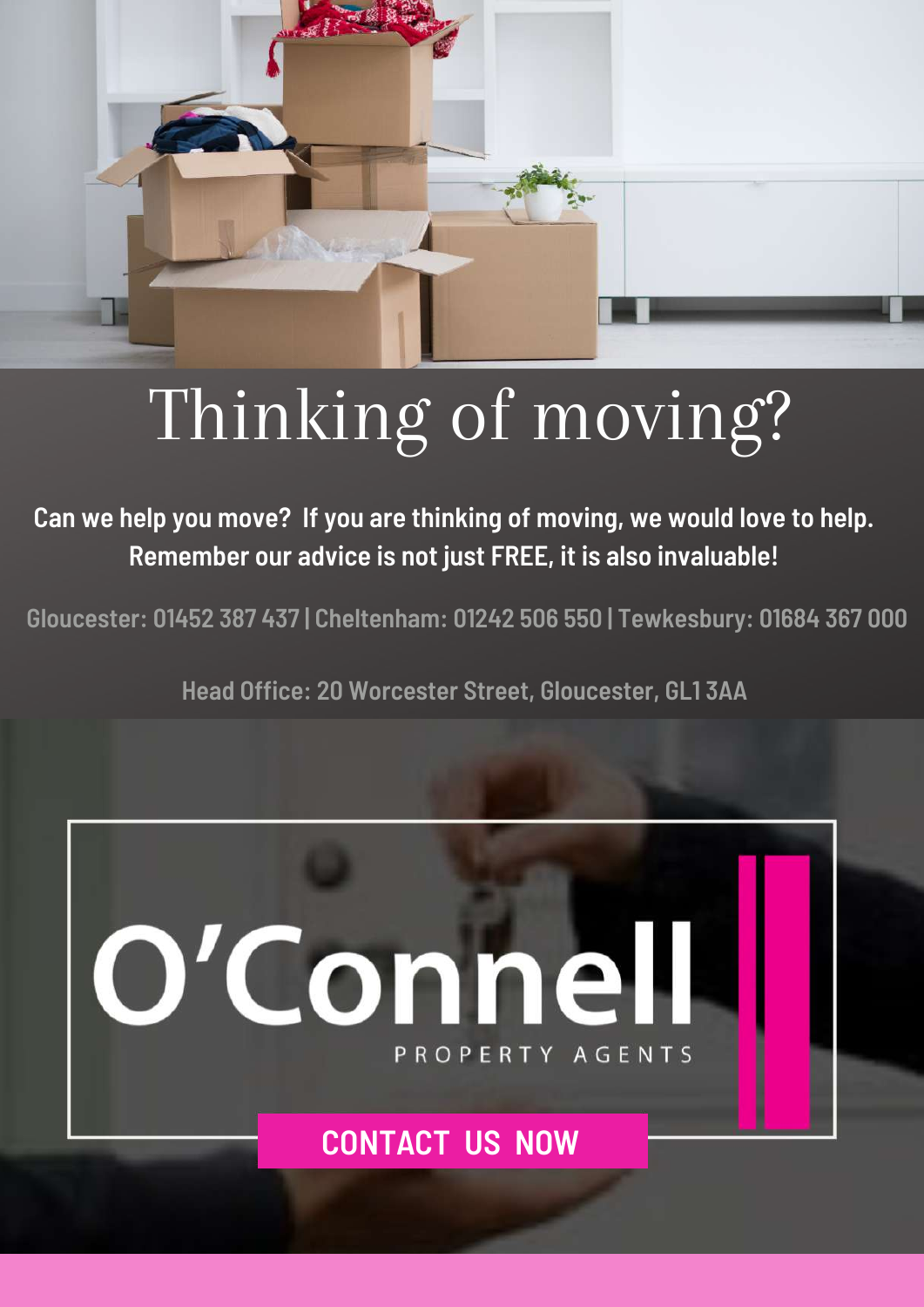# Thinking of moving?

**Can we help you move? If you are thinking of moving, we would love to help. Remember our advice is not just FREE, it is also invaluable!**

Gloucester: 01452 387 437 | Cheltenham: 01242 506 550 | Tewkesbury: 01684 367 000

Head Office: 20 Worcester Street, Gloucester, GL1 3AA

O'Connell

PROPERTY AGENTS

CONTACT US NOW